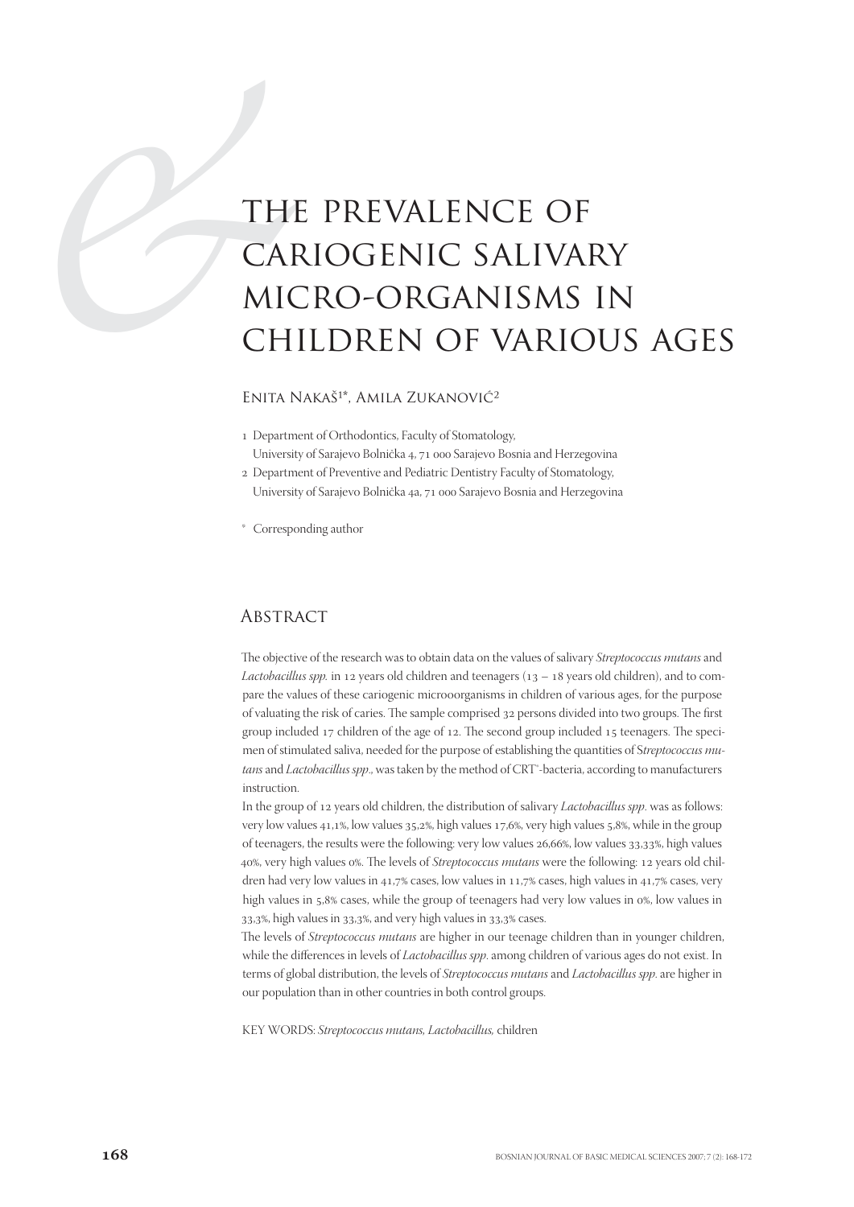# THE PREVALENCE OF CARIOGENIC SALIVARY MICRO-ORGANISMS IN CHILDREN OF VARIOUS AGES

Enita Nakaš[1]*, Amila Zukanović[2]

1 Department of Orthodontics, Faculty of Stomatology, University of Sarajevo Bolnička 4, 71 000 Sarajevo Bosnia and Herzegovina

2 Department of Preventive and Pediatric Dentistry Faculty of Stomatology, University of Sarajevo Bolnička 4a, 71 000 Sarajevo Bosnia and Herzegovina

\* Corresponding author

## Abstract

The objective of the research was to obtain data on the values of salivary *Streptococcus mutans* and *Lactobacillus spp.* in 12 years old children and teenagers (13 – 18 years old children), and to compare the values of these cariogenic microoorganisms in children of various ages, for the purpose of valuating the risk of caries. The sample comprised 32 persons divided into two groups. The first group included 17 children of the age of 12. The second group included 15 teenagers. The specimen of stimulated saliva, needed for the purpose of establishing the quantities of S*treptococcus mutans* and *Lactobacillus spp*., was taken by the method of CRT®-bacteria, according to manufacturers instruction.

In the group of 12 years old children, the distribution of salivary *Lactobacillus spp.* was as follows: very low values 41,1%, low values 35,2%, high values 17,6%, very high values 5,8%, while in the group of teenagers, the results were the following: very low values 26,66%, low values 33,33%, high values 40%, very high values 0%. The levels of *Streptococcus mutans* were the following: 12 years old children had very low values in 41,7% cases, low values in 11,7% cases, high values in 41,7% cases, very high values in 5,8% cases, while the group of teenagers had very low values in 0%, low values in 33,3%, high values in 33,3%, and very high values in 33,3% cases.

The levels of *Streptococcus mutans* are higher in our teenage children than in younger children, while the differences in levels of *Lactobacillus spp*. among children of various ages do not exist. In terms of global distribution, the levels of *Streptococcus mutans* and *Lactobacillus spp*. are higher in our population than in other countries in both control groups.

KEY WORDS: *Streptococcus mutans, Lactobacillus,* children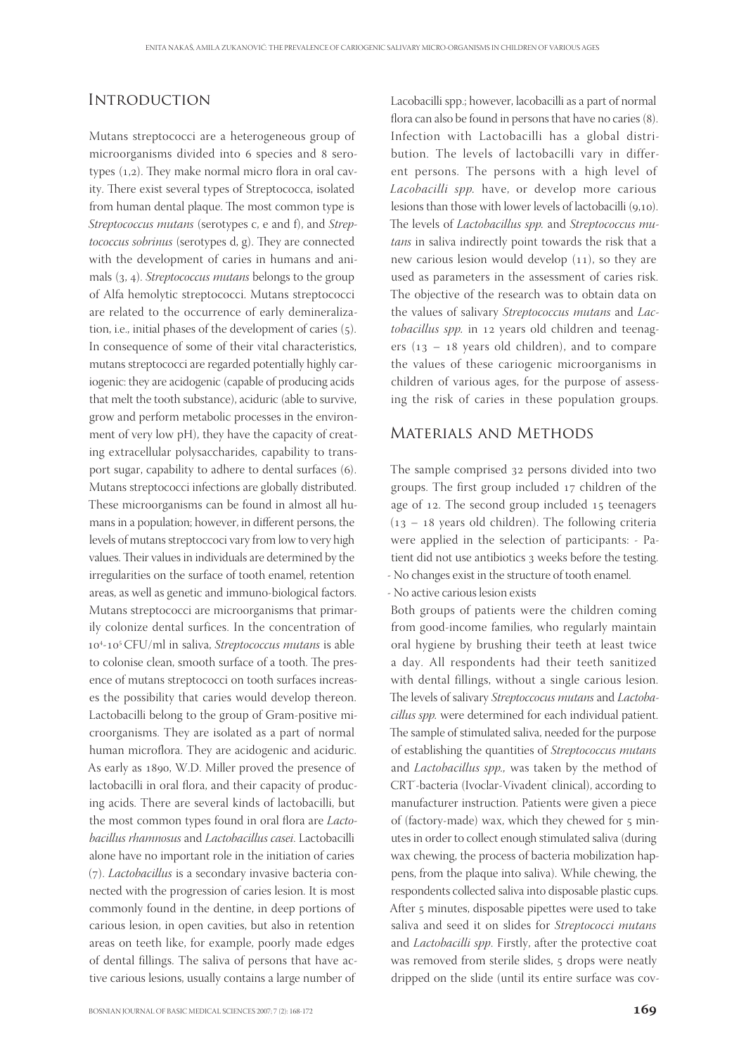## Introduction

Mutans streptococci are a heterogeneous group of microorganisms divided into 6 species and 8 serotypes (1,2). They make normal micro flora in oral cavity. There exist several types of Streptococca, isolated from human dental plaque. The most common type is *Streptococcus mutans* (serotypes c, e and f), and *Streptococcus sobrinus* (serotypes d, g). They are connected with the development of caries in humans and animals (3, 4). *Streptococcus mutans* belongs to the group of Alfa hemolytic streptococci. Mutans streptococci are related to the occurrence of early demineralization, i.e., initial phases of the development of caries (5). In consequence of some of their vital characteristics, mutans streptococci are regarded potentially highly cariogenic: they are acidogenic (capable of producing acids that melt the tooth substance), aciduric (able to survive, grow and perform metabolic processes in the environment of very low pH), they have the capacity of creating extracellular polysaccharides, capability to transport sugar, capability to adhere to dental surfaces (6). Mutans streptococci infections are globally distributed. These microorganisms can be found in almost all humans in a population; however, in different persons, the levels of mutans streptoccoci vary from low to very high values. Their values in individuals are determined by the irregularities on the surface of tooth enamel, retention areas, as well as genetic and immuno-biological factors. Mutans streptococci are microorganisms that primarily colonize dental surfices. In the concentration of $10^4$-$10^5$ CFU/ml in saliva, *Streptococcus mutans* is able to colonise clean, smooth surface of a tooth. The presence of mutans streptococci on tooth surfaces increases the possibility that caries would develop thereon. Lactobacilli belong to the group of Gram-positive microorganisms. They are isolated as a part of normal human microflora. They are acidogenic and aciduric. As early as 1890, W.D. Miller proved the presence of lactobacilli in oral flora, and their capacity of producing acids. There are several kinds of lactobacilli, but the most common types found in oral flora are *Lactobacillus rhamnosus* and *Lactobacillus casei*. Lactobacilli alone have no important role in the initiation of caries (7). *Lactobacillus* is a secondary invasive bacteria connected with the progression of caries lesion. It is most commonly found in the dentine, in deep portions of carious lesion, in open cavities, but also in retention areas on teeth like, for example, poorly made edges of dental fillings. The saliva of persons that have active carious lesions, usually contains a large number of Lacobacilli spp.; however, lacobacilli as a part of normal flora can also be found in persons that have no caries (8). Infection with Lactobacilli has a global distribution. The levels of lactobacilli vary in different persons. The persons with a high level of *Lacobacilli spp.* have, or develop more carious lesions than those with lower levels of lactobacilli (9,10). The levels of *Lactobacillus spp.* and *Streptococcus mutans* in saliva indirectly point towards the risk that a new carious lesion would develop (11), so they are used as parameters in the assessment of caries risk. The objective of the research was to obtain data on the values of salivary *Streptococcus mutans* and *Lactobacillus spp.* in 12 years old children and teenagers (13 – 18 years old children), and to compare the values of these cariogenic microorganisms in children of various ages, for the purpose of assessing the risk of caries in these population groups.

## Materials and Methods

The sample comprised 32 persons divided into two groups. The first group included 17 children of the age of 12. The second group included 15 teenagers (13 – 18 years old children). The following criteria were applied in the selection of participants:
- Patient did not use antibiotics 3 weeks before the testing.
- No changes exist in the structure of tooth enamel.
- No active carious lesion exists

Both groups of patients were the children coming from good-income families, who regularly maintain oral hygiene by brushing their teeth at least twice a day. All respondents had their teeth sanitized with dental fillings, without a single carious lesion. The levels of salivary *Streptoccocus mutans* and *Lactobacillus spp.* were determined for each individual patient. The sample of stimulated saliva, needed for the purpose of establishing the quantities of *Streptococcus mutans* and *Lactobacillus spp.,* was taken by the method of CRT-bacteria (Ivoclar-Vivadent clinical), according to manufacturer instruction. Patients were given a piece of (factory-made) wax, which they chewed for 5 minutes in order to collect enough stimulated saliva (during wax chewing, the process of bacteria mobilization happens, from the plaque into saliva). While chewing, the respondents collected saliva into disposable plastic cups. After 5 minutes, disposable pipettes were used to take saliva and seed it on slides for *Streptococci mutans* and *Lactobacilli spp*. Firstly, after the protective coat was removed from sterile slides, 5 drops were neatly dripped on the slide (until its entire surface was cov-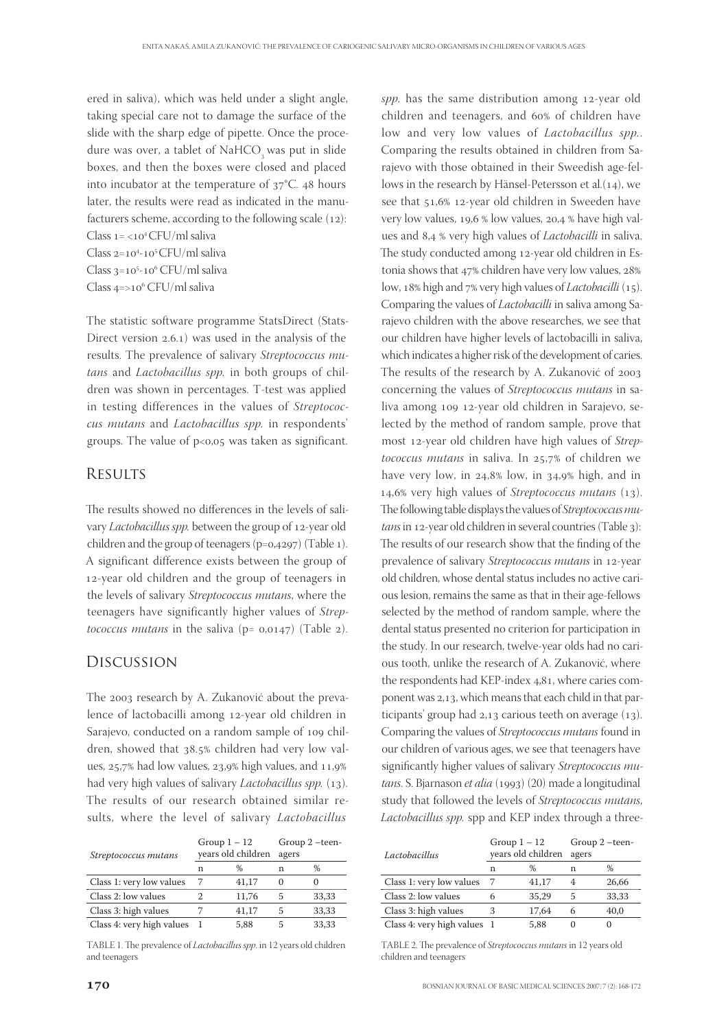ered in saliva), which was held under a slight angle, taking special care not to damage the surface of the slide with the sharp edge of pipette. Once the procedure was over, a tablet of $NaHCO_3$ was put in slide boxes, and then the boxes were closed and placed into incubator at the temperature of 37°C. 48 hours later, the results were read as indicated in the manufacturers scheme, according to the following scale (12):

Class 1= <$10^4$ CFU/ml saliva
Class 2=$10^4$-$10^5$ CFU/ml saliva
Class 3=$10^5$-$10^6$ CFU/ml saliva
Class 4=>$10^6$ CFU/ml saliva

The statistic software programme StatsDirect (StatsDirect version 2.6.1) was used in the analysis of the results. The prevalence of salivary *Streptococcus mutans* and *Lactobacillus spp.* in both groups of children was shown in percentages. T-test was applied in testing differences in the values of *Streptococcus mutans* and *Lactobacillus spp.* in respondents' groups. The value of $p<0{,}05$ was taken as significant.

## Results

The results showed no differences in the levels of salivary *Lactobacillus spp.* between the group of 12-year old children and the group of teenagers (p=0,4297) (Table 1). A significant difference exists between the group of 12-year old children and the group of teenagers in the levels of salivary *Streptococcus mutans*, where the teenagers have significantly higher values of *Streptococcus mutans* in the saliva (p= 0,0147) (Table 2).

## Discussion

The 2003 research by A. Zukanović about the prevalence of lactobacilli among 12-year old children in Sarajevo, conducted on a random sample of 109 children, showed that 38.5% children had very low values, 25,7% had low values, 23,9% high values, and 11,9% had very high values of salivary *Lactobacillus spp.* (13). The results of our research obtained similar results, where the level of salivary *Lactobacillus spp.* has the same distribution among 12-year old children and teenagers, and 60% of children have low and very low values of *Lactobacillus spp.*. Comparing the results obtained in children from Sarajevo with those obtained in their Sweedish age-fellows in the research by Hänsel-Petersson et al.(14), we see that 51,6% 12-year old children in Sweeden have very low values, 19,6 % low values, 20,4 % have high values and 8,4 % very high values of *Lactobacilli* in saliva. The study conducted among 12-year old children in Estonia shows that 47% children have very low values, 28% low, 18% high and 7% very high values of *Lactobacilli* (15). Comparing the values of *Lactobacilli* in saliva among Sarajevo children with the above researches, we see that our children have higher levels of lactobacilli in saliva, which indicates a higher risk of the development of caries. The results of the research by A. Zukanović of 2003 concerning the values of *Streptococcus mutans* in saliva among 109 12-year old children in Sarajevo, selected by the method of random sample, prove that most 12-year old children have high values of *Streptococcus mutans* in saliva. In 25,7% of children we have very low, in 24,8% low, in 34,9% high, and in 14,6% very high values of *Streptococcus mutans* (13). The following table displays the values of *Streptococcus mutans* in 12-year old children in several countries (Table 3): The results of our research show that the finding of the prevalence of salivary *Streptococcus mutans* in 12-year old children, whose dental status includes no active carious lesion, remains the same as that in their age-fellows selected by the method of random sample, where the dental status presented no criterion for participation in the study. In our research, twelve-year olds had no carious tooth, unlike the research of A. Zukanović, where the respondents had KEP-index 4,81, where caries component was 2,13, which means that each child in that participants' group had 2,13 carious teeth on average (13). Comparing the values of *Streptococcus mutans* found in our children of various ages, we see that teenagers have significantly higher values of salivary *Streptococcus mutans*. S. Bjarnason *et alia* (1993) (20) made a longitudinal study that followed the levels of *Streptococcus mutans*, *Lactobacillus spp.* spp and KEP index through a three-

| *Streptococcus mutans* | Group 1 – 12 years old children | | Group 2 –teenagers | |
|---|---|---|---|---|
| | n | % | n | % |
| Class 1: very low values | 7 | 41,17 | 0 | 0 |
| Class 2: low values | 2 | 11,76 | 5 | 33,33 |
| Class 3: high values | 7 | 41,17 | 5 | 33,33 |
| Class 4: very high values | 1 | 5,88 | 5 | 33,33 |

TABLE 1. The prevalence of *Lactobacillus spp.* in 12 years old children and teenagers

| *Lactobacillus* | Group 1 – 12 years old children | | Group 2 –teenagers | |
|---|---|---|---|---|
| | n | % | n | % |
| Class 1: very low values | 7 | 41,17 | 4 | 26,66 |
| Class 2: low values | 6 | 35,29 | 5 | 33,33 |
| Class 3: high values | 3 | 17,64 | 6 | 40,0 |
| Class 4: very high values | 1 | 5,88 | 0 | 0 |

TABLE 2. The prevalence of *Streptococcus mutans* in 12 years old children and teenagers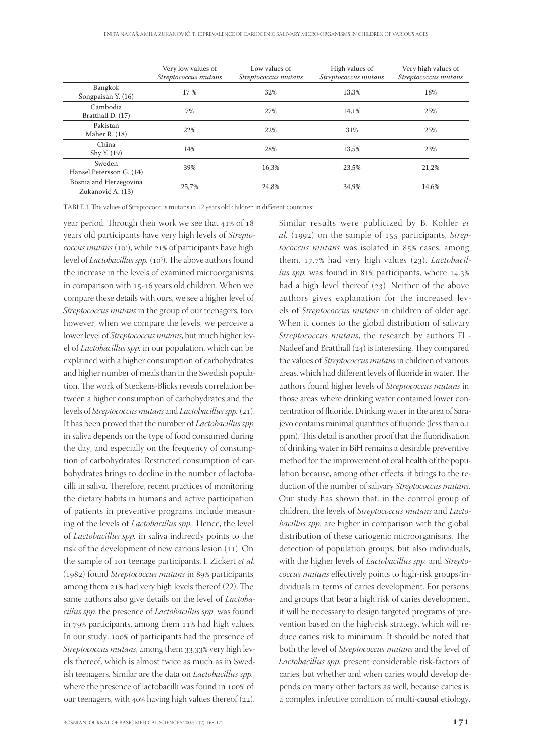| | Very low values of *Streptococcus mutans* | Low values of *Streptococcus mutans* | High values of *Streptococcus mutans* | Very high values of *Streptococcus mutans* |
|---|---|---|---|---|
| Bangkok Songpaisan Y. (16) | 17 % | 32% | 13,3% | 18% |
| Cambodia Bratthall D. (17) | 7% | 27% | 14,1% | 25% |
| Pakistan Maher R. (18) | 22% | 22% | 31% | 25% |
| China Shy Y. (19) | 14% | 28% | 13,5% | 23% |
| Sweden Hänsel Petersson G. (14) | 39% | 16,3% | 23,5% | 21,2% |
| Bosnia and Herzegovina Zukanović A. (13) | 25,7% | 24,8% | 34,9% | 14,6% |

TABLE 3. The values of Streptococcus mutans in 12 years old children in different countries:

year period. Through their work we see that 41% of 18 years old participants have very high levels of *Streptococcus mutans* ($10^5$), while 21% of participants have high level of *Lactobacillus spp.* ($10^5$). The above authors found the increase in the levels of examined microorganisms, in comparison with 15-16 years old children. When we compare these details with ours, we see a higher level of *Streptococcus mutans* in the group of our teenagers, too; however, when we compare the levels, we perceive a lower level of *Streptococcus mutans*, but much higher level of *Lactobacillus spp.* in our population, which can be explained with a higher consumption of carbohydrates and higher number of meals than in the Swedish population. The work of Steckens-Blicks reveals correlation between a higher consumption of carbohydrates and the levels of *Streptococcus mutans* and *Lactobacillus spp.* (21). It has been proved that the number of *Lactobacillus spp.* in saliva depends on the type of food consumed during the day, and especially on the frequency of consumption of carbohydrates. Restricted consumption of carbohydrates brings to decline in the number of lactobacilli in saliva. Therefore, recent practices of monitoring the dietary habits in humans and active participation of patients in preventive programs include measuring of the levels of *Lactobacillus spp.*. Hence, the level of *Lactobacillus spp.* in saliva indirectly points to the risk of the development of new carious lesion (11). On the sample of 101 teenage participants, I. Zickert *et al.* (1982) found *Streptococcus mutans* in 89% participants, among them 21% had very high levels thereof (22). The same authors also give details on the level of *Lactobacillus spp.* the presence of *Lactobacillus spp.* was found in 79% participants, among them 11% had high values. In our study, 100% of participants had the presence of *Streptococcus mutans*, among them 33,33% very high levels thereof, which is almost twice as much as in Swedish teenagers. Similar are the data on *Lactobacillus spp.*, where the presence of lactobacilli was found in 100% of our teenagers, with 40% having high values thereof (22).

Similar results were publicized by B. Kohler *et al.* (1992) on the sample of 155 participants, *Streptococcus mutans* was isolated in 85% cases; among them, 17.7% had very high values (23). *Lactobacillus spp.* was found in 81% participants, where 14.3% had a high level thereof (23). Neither of the above authors gives explanation for the increased levels of *Streptococcus mutans* in children of older age. When it comes to the global distribution of salivary *Streptococcus mutans*, the research by authors El - Nadeef and Bratthall (24) is interesting. They compared the values of *Streptococcus mutans* in children of various areas, which had different levels of fluoride in water. The authors found higher levels of *Streptococcus mutans* in those areas where drinking water contained lower concentration of fluoride. Drinking water in the area of Sarajevo contains minimal quantities of fluoride (less than 0,1 ppm). This detail is another proof that the fluoridisation of drinking water in BiH remains a desirable preventive method for the improvement of oral health of the population because, among other effects, it brings to the reduction of the number of salivary *Streptococcus mutans*. Our study has shown that, in the control group of children, the levels of *Streptococcus mutans* and *Lactobacillus spp.* are higher in comparison with the global distribution of these cariogenic microorganisms. The detection of population groups, but also individuals, with the higher levels of *Lactobacillus spp.* and *Streptococcus mutans* effectively points to high-risk groups/individuals in terms of caries development. For persons and groups that bear a high risk of caries development, it will be necessary to design targeted programs of prevention based on the high-risk strategy, which will reduce caries risk to minimum. It should be noted that both the level of *Streptococcus mutans* and the level of *Lactobacillus spp.* present considerable risk-factors of caries, but whether and when caries would develop depends on many other factors as well, because caries is a complex infective condition of multi-causal etiology.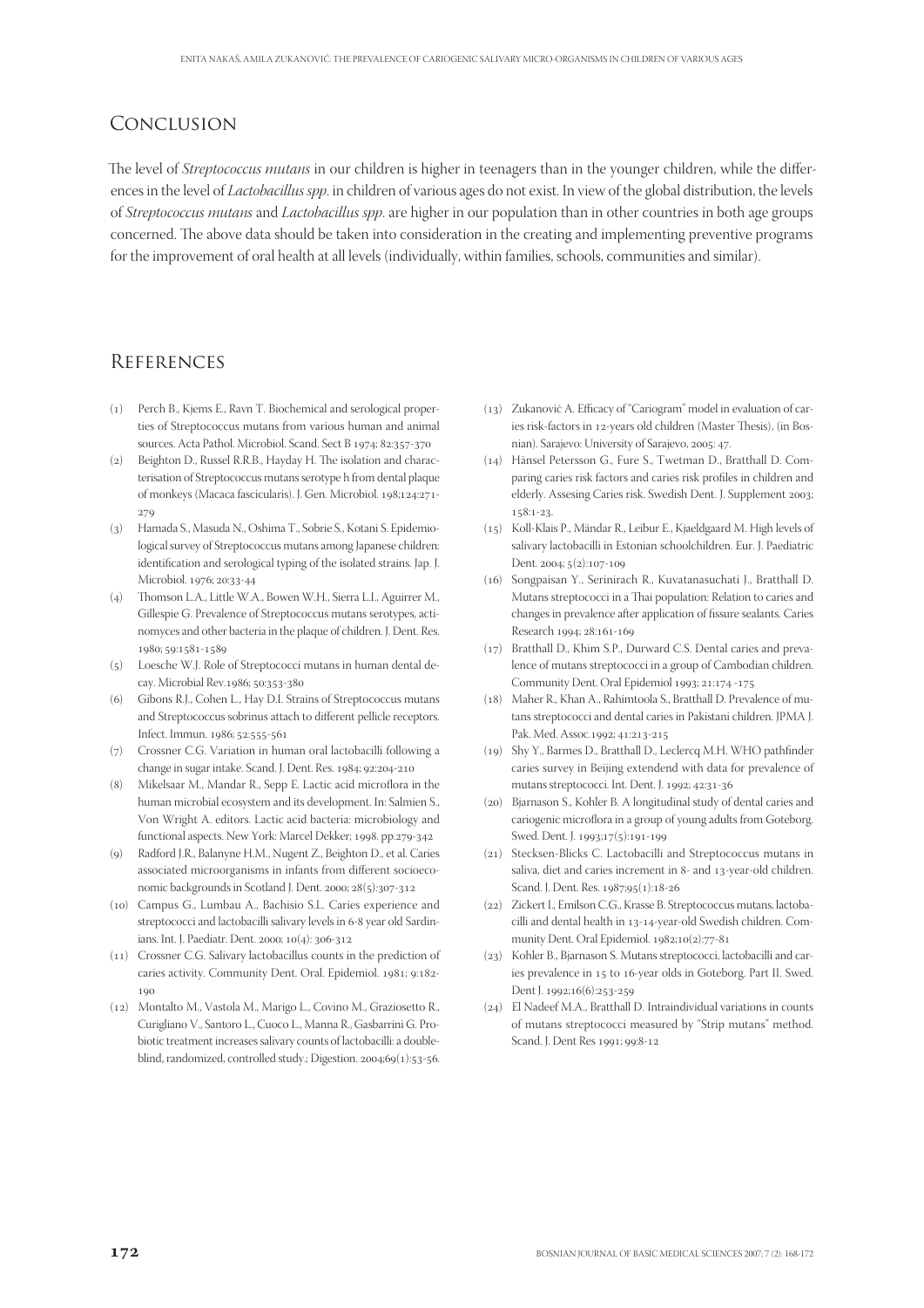## Conclusion

The level of *Streptococcus mutans* in our children is higher in teenagers than in the younger children, while the differences in the level of *Lactobacillus spp.* in children of various ages do not exist. In view of the global distribution, the levels of *Streptococcus mutans* and *Lactobacillus spp.* are higher in our population than in other countries in both age groups concerned. The above data should be taken into consideration in the creating and implementing preventive programs for the improvement of oral health at all levels (individually, within families, schools, communities and similar).

## References

(1) Perch B., Kjems E., Ravn T. Biochemical and serological properties of Streptococcus mutans from various human and animal sources. Acta Pathol. Microbiol. Scand. Sect B 1974; 82:357-370

(2) Beighton D., Russel R.R.B., Hayday H. The isolation and characterisation of Streptococcus mutans serotype h from dental plaque of monkeys (Macaca fascicularis). J. Gen. Microbiol. 198;124:271-279

(3) Hamada S., Masuda N., Oshima T., Sobrie S., Kotani S. Epidemiological survey of Streptococcus mutans among Japanese children: identification and serological typing of the isolated strains. Jap. J. Microbiol. 1976; 20:33-44

(4) Thomson L.A., Little W.A., Bowen W.H., Sierra L.I., Aguirrer M., Gillespie G. Prevalence of Streptococcus mutans serotypes, actinomyces and other bacteria in the plaque of children. J. Dent. Res. 1980; 59:1581-1589

(5) Loesche W.J. Role of Streptococci mutans in human dental decay. Microbial Rev.1986; 50:353-380

(6) Gibons R.J., Cohen L., Hay D.I. Strains of Streptococcus mutans and Streptococcus sobrinus attach to different pellicle receptors. Infect. Immun. 1986; 52:555-561

(7) Crossner C.G. Variation in human oral lactobacilli following a change in sugar intake. Scand. J. Dent. Res. 1984; 92:204-210

(8) Mikelsaar M., Mandar R., Sepp E. Lactic acid microflora in the human microbial ecosystem and its development. In: Salmien S., Von Wright A. editors. Lactic acid bacteria: microbiology and functional aspects. New York: Marcel Dekker; 1998. pp.279-342

(9) Radford J.R., Balanyne H.M., Nugent Z., Beighton D., et al. Caries associated microorganisms in infants from different socioeconomic backgrounds in Scotland J. Dent. 2000; 28(5):307-312

(10) Campus G., Lumbau A., Bachisio S.L. Caries experience and streptococci and lactobacilli salivary levels in 6-8 year old Sardinians. Int. J. Paediatr. Dent. 2000; 10(4): 306-312

(11) Crossner C.G. Salivary lactobacillus counts in the prediction of caries activity. Community Dent. Oral. Epidemiol. 1981; 9:182-190

(12) Montalto M., Vastola M., Marigo L., Covino M., Graziosetto R., Curigliano V., Santoro L., Cuoco L., Manna R., Gasbarrini G. Probiotic treatment increases salivary counts of lactobacilli: a double-blind, randomized, controlled study.; Digestion. 2004;69(1):53-56.

(13) Zukanović A. Efficacy of "Cariogram" model in evaluation of caries risk-factors in 12-years old children (Master Thesis), (in Bosnian). Sarajevo: University of Sarajevo, 2005: 47.

(14) Hänsel Petersson G., Fure S., Twetman D., Bratthall D. Comparing caries risk factors and caries risk profiles in children and elderly. Assesing Caries risk. Swedish Dent. J. Supplement 2003; 158:1-23.

(15) Koll-Klais P., Mändar R., Leibur E., Kjaeldgaard M. High levels of salivary lactobacilli in Estonian schoolchildren. Eur. J. Paediatric Dent. 2004; 5(2):107-109

(16) Songpaisan Y., Serinirach R., Kuvatanasuchati J., Bratthall D. Mutans streptococci in a Thai population: Relation to caries and changes in prevalence after application of fissure sealants. Caries Research 1994; 28:161-169

(17) Bratthall D., Khim S.P., Durward C.S. Dental caries and prevalence of mutans streptococci in a group of Cambodian children. Community Dent. Oral Epidemiol 1993; 21:174 -175

(18) Maher R., Khan A., Rahimtoola S., Bratthall D. Prevalence of mutans streptococci and dental caries in Pakistani children. JPMA J. Pak. Med. Assoc.1992; 41:213-215

(19) Shy Y., Barmes D., Bratthall D., Leclercq M.H. WHO pathfinder caries survey in Beijing extendend with data for prevalence of mutans streptococci. Int. Dent. J. 1992; 42:31-36

(20) Bjarnason S., Kohler B. A longitudinal study of dental caries and cariogenic microflora in a group of young adults from Goteborg. Swed. Dent. J. 1993;17(5):191-199

(21) Stecksen-Blicks C. Lactobacilli and Streptococcus mutans in saliva, diet and caries increment in 8- and 13-year-old children. Scand. J. Dent. Res. 1987;95(1):18-26

(22) Zickert I., Emilson C.G., Krasse B. Streptococcus mutans, lactobacilli and dental health in 13-14-year-old Swedish children. Community Dent. Oral Epidemiol. 1982;10(2):77-81

(23) Kohler B., Bjarnason S. Mutans streptococci, lactobacilli and caries prevalence in 15 to 16-year olds in Goteborg. Part II. Swed. Dent J. 1992;16(6):253-259

(24) El Nadeef M.A., Bratthall D. Intraindividual variations in counts of mutans streptococci measured by "Strip mutans" method. Scand. J. Dent Res 1991; 99:8-12